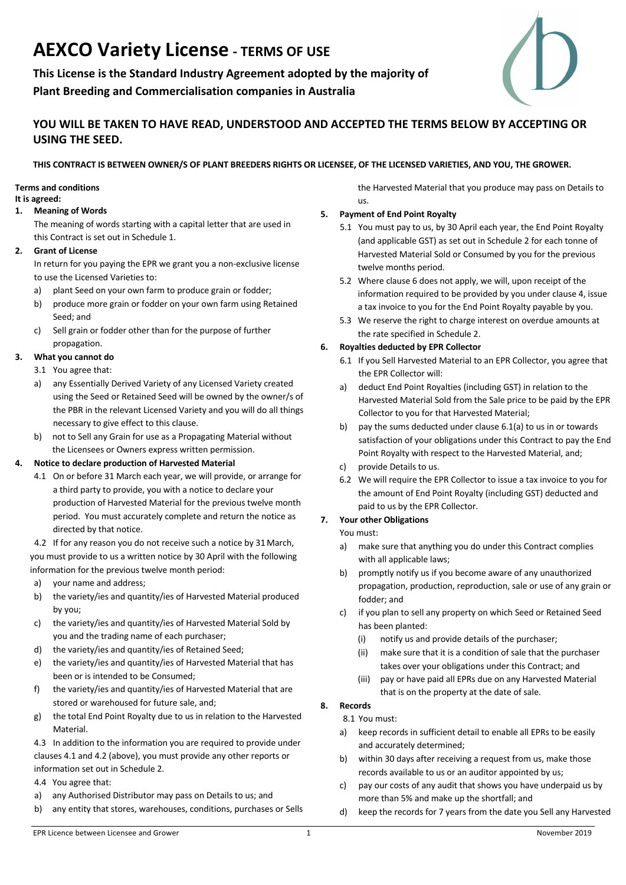# AEXCO Variety License - TERMS OF USE

**This License is the Standard Industry Agreement adopted by the majority of Plant Breeding and Commercialisation companies in Australia**

## YOU WILL BE TAKEN TO HAVE READ, UNDERSTOOD AND ACCEPTED THE TERMS BELOW BY ACCEPTING OR USING THE SEED.

**THIS CONTRACT IS BETWEEN OWNER/S OF PLANT BREEDERS RIGHTS OR LICENSEE, OF THE LICENSED VARIETIES, AND YOU, THE GROWER.**

**Terms and conditions**
**It is agreed:**

**1. Meaning of Words**

The meaning of words starting with a capital letter that are used in this Contract is set out in Schedule 1.

**2. Grant of License**

In return for you paying the EPR we grant you a non-exclusive license to use the Licensed Varieties to:

a) plant Seed on your own farm to produce grain or fodder;
b) produce more grain or fodder on your own farm using Retained Seed; and
c) Sell grain or fodder other than for the purpose of further propagation.

**3. What you cannot do**

3.1 You agree that:

a) any Essentially Derived Variety of any Licensed Variety created using the Seed or Retained Seed will be owned by the owner/s of the PBR in the relevant Licensed Variety and you will do all things necessary to give effect to this clause.
b) not to Sell any Grain for use as a Propagating Material without the Licensees or Owners express written permission.

**4. Notice to declare production of Harvested Material**

4.1 On or before 31 March each year, we will provide, or arrange for a third party to provide, you with a notice to declare your production of Harvested Material for the previous twelve month period. You must accurately complete and return the notice as directed by that notice.

4.2 If for any reason you do not receive such a notice by 31 March, you must provide to us a written notice by 30 April with the following information for the previous twelve month period:

a) your name and address;
b) the variety/ies and quantity/ies of Harvested Material produced by you;
c) the variety/ies and quantity/ies of Harvested Material Sold by you and the trading name of each purchaser;
d) the variety/ies and quantity/ies of Retained Seed;
e) the variety/ies and quantity/ies of Harvested Material that has been or is intended to be Consumed;
f) the variety/ies and quantity/ies of Harvested Material that are stored or warehoused for future sale, and;
g) the total End Point Royalty due to us in relation to the Harvested Material.

4.3 In addition to the information you are required to provide under clauses 4.1 and 4.2 (above), you must provide any other reports or information set out in Schedule 2.

4.4 You agree that:

a) any Authorised Distributor may pass on Details to us; and
b) any entity that stores, warehouses, conditions, purchases or Sells the Harvested Material that you produce may pass on Details to us.

**5. Payment of End Point Royalty**

5.1 You must pay to us, by 30 April each year, the End Point Royalty (and applicable GST) as set out in Schedule 2 for each tonne of Harvested Material Sold or Consumed by you for the previous twelve months period.

5.2 Where clause 6 does not apply, we will, upon receipt of the information required to be provided by you under clause 4, issue a tax invoice to you for the End Point Royalty payable by you.

5.3 We reserve the right to charge interest on overdue amounts at the rate specified in Schedule 2.

**6. Royalties deducted by EPR Collector**

6.1 If you Sell Harvested Material to an EPR Collector, you agree that the EPR Collector will:

a) deduct End Point Royalties (including GST) in relation to the Harvested Material Sold from the Sale price to be paid by the EPR Collector to you for that Harvested Material;
b) pay the sums deducted under clause 6.1(a) to us in or towards satisfaction of your obligations under this Contract to pay the End Point Royalty with respect to the Harvested Material, and;
c) provide Details to us.

6.2 We will require the EPR Collector to issue a tax invoice to you for the amount of End Point Royalty (including GST) deducted and paid to us by the EPR Collector.

**7. Your other Obligations**

You must:

a) make sure that anything you do under this Contract complies with all applicable laws;
b) promptly notify us if you become aware of any unauthorized propagation, production, reproduction, sale or use of any grain or fodder; and
c) if you plan to sell any property on which Seed or Retained Seed has been planted:
   (i) notify us and provide details of the purchaser;
   (ii) make sure that it is a condition of sale that the purchaser takes over your obligations under this Contract; and
   (iii) pay or have paid all EPRs due on any Harvested Material that is on the property at the date of sale.

**8. Records**

8.1 You must:

a) keep records in sufficient detail to enable all EPRs to be easily and accurately determined;
b) within 30 days after receiving a request from us, make those records available to us or an auditor appointed by us;
c) pay our costs of any audit that shows you have underpaid us by more than 5% and make up the shortfall; and
d) keep the records for 7 years from the date you Sell any Harvested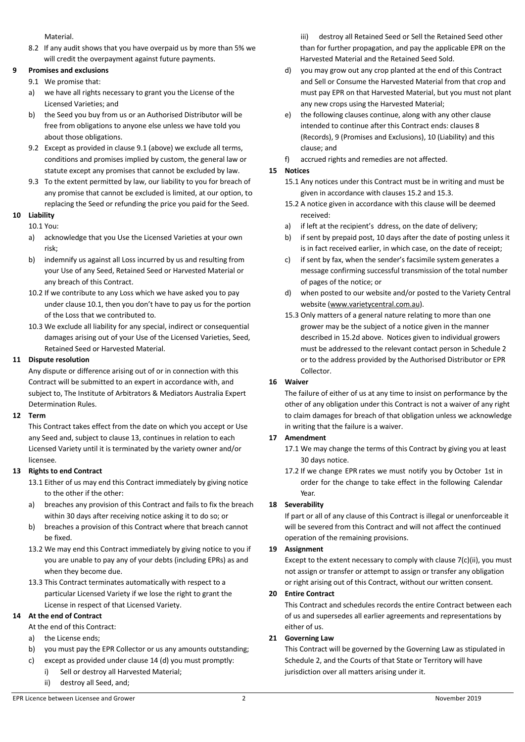Material.

8.2 If any audit shows that you have overpaid us by more than 5% we will credit the overpayment against future payments.

**9 Promises and exclusions**

9.1 We promise that:

a) we have all rights necessary to grant you the License of the Licensed Varieties; and

b) the Seed you buy from us or an Authorised Distributor will be free from obligations to anyone else unless we have told you about those obligations.

9.2 Except as provided in clause 9.1 (above) we exclude all terms, conditions and promises implied by custom, the general law or statute except any promises that cannot be excluded by law.

9.3 To the extent permitted by law, our liability to you for breach of any promise that cannot be excluded is limited, at our option, to replacing the Seed or refunding the price you paid for the Seed.

**10 Liability**

10.1 You:

a) acknowledge that you Use the Licensed Varieties at your own risk;

b) indemnify us against all Loss incurred by us and resulting from your Use of any Seed, Retained Seed or Harvested Material or any breach of this Contract.

10.2 If we contribute to any Loss which we have asked you to pay under clause 10.1, then you don't have to pay us for the portion of the Loss that we contributed to.

10.3 We exclude all liability for any special, indirect or consequential damages arising out of your Use of the Licensed Varieties, Seed, Retained Seed or Harvested Material.

**11 Dispute resolution**

Any dispute or difference arising out of or in connection with this Contract will be submitted to an expert in accordance with, and subject to, The Institute of Arbitrators & Mediators Australia Expert Determination Rules.

**12 Term**

This Contract takes effect from the date on which you accept or Use any Seed and, subject to clause 13, continues in relation to each Licensed Variety until it is terminated by the variety owner and/or licensee.

**13 Rights to end Contract**

13.1 Either of us may end this Contract immediately by giving notice to the other if the other:

a) breaches any provision of this Contract and fails to fix the breach within 30 days after receiving notice asking it to do so; or

b) breaches a provision of this Contract where that breach cannot be fixed.

13.2 We may end this Contract immediately by giving notice to you if you are unable to pay any of your debts (including EPRs) as and when they become due.

13.3 This Contract terminates automatically with respect to a particular Licensed Variety if we lose the right to grant the License in respect of that Licensed Variety.

**14 At the end of Contract**

At the end of this Contract:

a) the License ends;

b) you must pay the EPR Collector or us any amounts outstanding;

c) except as provided under clause 14 (d) you must promptly:

i) Sell or destroy all Harvested Material;

ii) destroy all Seed, and;

iii) destroy all Retained Seed or Sell the Retained Seed other than for further propagation, and pay the applicable EPR on the Harvested Material and the Retained Seed Sold.

d) you may grow out any crop planted at the end of this Contract and Sell or Consume the Harvested Material from that crop and must pay EPR on that Harvested Material, but you must not plant any new crops using the Harvested Material;

e) the following clauses continue, along with any other clause intended to continue after this Contract ends: clauses 8 (Records), 9 (Promises and Exclusions), 10 (Liability) and this clause; and

f) accrued rights and remedies are not affected.

**15 Notices**

15.1 Any notices under this Contract must be in writing and must be given in accordance with clauses 15.2 and 15.3.

15.2 A notice given in accordance with this clause will be deemed received:

a) if left at the recipient's ddress, on the date of delivery;

b) if sent by prepaid post, 10 days after the date of posting unless it is in fact received earlier, in which case, on the date of receipt;

c) if sent by fax, when the sender's facsimile system generates a message confirming successful transmission of the total number of pages of the notice; or

d) when posted to our website and/or posted to the Variety Central website (www.varietycentral.com.au).

15.3 Only matters of a general nature relating to more than one grower may be the subject of a notice given in the manner described in 15.2d above. Notices given to individual growers must be addressed to the relevant contact person in Schedule 2 or to the address provided by the Authorised Distributor or EPR Collector.

**16 Waiver**

The failure of either of us at any time to insist on performance by the other of any obligation under this Contract is not a waiver of any right to claim damages for breach of that obligation unless we acknowledge in writing that the failure is a waiver.

**17 Amendment**

17.1 We may change the terms of this Contract by giving you at least 30 days notice.

17.2 If we change EPR rates we must notify you by October 1st in order for the change to take effect in the following Calendar Year.

**18 Severability**

If part or all of any clause of this Contract is illegal or unenforceable it will be severed from this Contract and will not affect the continued operation of the remaining provisions.

**19 Assignment**

Except to the extent necessary to comply with clause 7(c)(ii), you must not assign or transfer or attempt to assign or transfer any obligation or right arising out of this Contract, without our written consent.

**20 Entire Contract**

This Contract and schedules records the entire Contract between each of us and supersedes all earlier agreements and representations by either of us.

**21 Governing Law**

This Contract will be governed by the Governing Law as stipulated in Schedule 2, and the Courts of that State or Territory will have jurisdiction over all matters arising under it.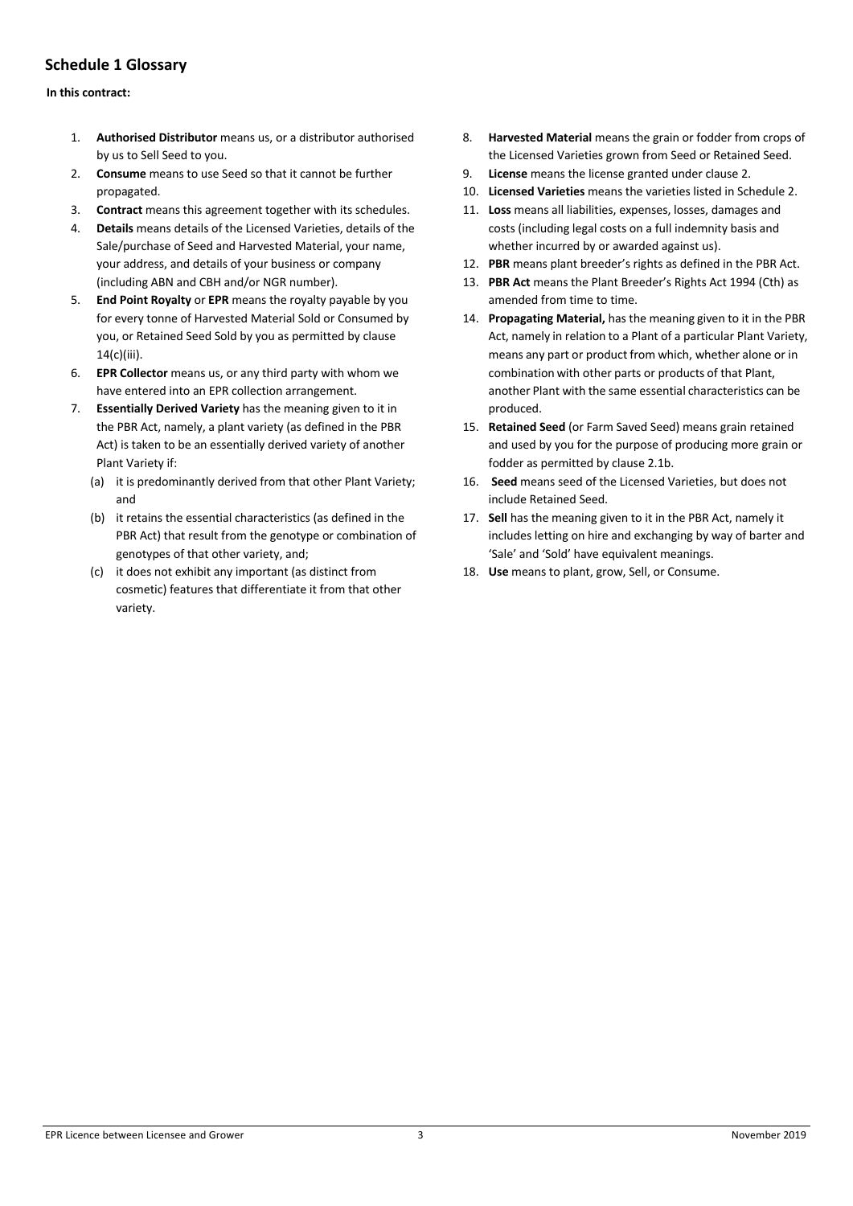## Schedule 1 Glossary

**In this contract:**

1. **Authorised Distributor** means us, or a distributor authorised by us to Sell Seed to you.
2. **Consume** means to use Seed so that it cannot be further propagated.
3. **Contract** means this agreement together with its schedules.
4. **Details** means details of the Licensed Varieties, details of the Sale/purchase of Seed and Harvested Material, your name, your address, and details of your business or company (including ABN and CBH and/or NGR number).
5. **End Point Royalty** or **EPR** means the royalty payable by you for every tonne of Harvested Material Sold or Consumed by you, or Retained Seed Sold by you as permitted by clause 14(c)(iii).
6. **EPR Collector** means us, or any third party with whom we have entered into an EPR collection arrangement.
7. **Essentially Derived Variety** has the meaning given to it in the PBR Act, namely, a plant variety (as defined in the PBR Act) is taken to be an essentially derived variety of another Plant Variety if:
   (a) it is predominantly derived from that other Plant Variety; and
   (b) it retains the essential characteristics (as defined in the PBR Act) that result from the genotype or combination of genotypes of that other variety, and;
   (c) it does not exhibit any important (as distinct from cosmetic) features that differentiate it from that other variety.
8. **Harvested Material** means the grain or fodder from crops of the Licensed Varieties grown from Seed or Retained Seed.
9. **License** means the license granted under clause 2.
10. **Licensed Varieties** means the varieties listed in Schedule 2.
11. **Loss** means all liabilities, expenses, losses, damages and costs (including legal costs on a full indemnity basis and whether incurred by or awarded against us).
12. **PBR** means plant breeder's rights as defined in the PBR Act.
13. **PBR Act** means the Plant Breeder's Rights Act 1994 (Cth) as amended from time to time.
14. **Propagating Material,** has the meaning given to it in the PBR Act, namely in relation to a Plant of a particular Plant Variety, means any part or product from which, whether alone or in combination with other parts or products of that Plant, another Plant with the same essential characteristics can be produced.
15. **Retained Seed** (or Farm Saved Seed) means grain retained and used by you for the purpose of producing more grain or fodder as permitted by clause 2.1b.
16. **Seed** means seed of the Licensed Varieties, but does not include Retained Seed.
17. **Sell** has the meaning given to it in the PBR Act, namely it includes letting on hire and exchanging by way of barter and 'Sale' and 'Sold' have equivalent meanings.
18. **Use** means to plant, grow, Sell, or Consume.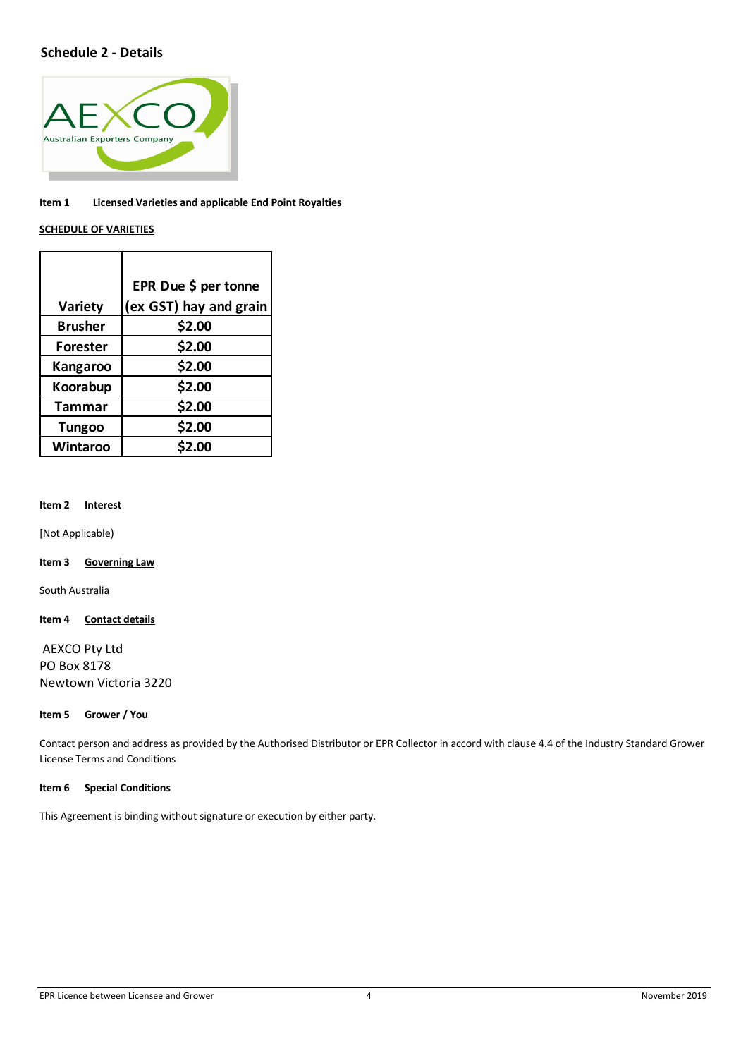## Schedule 2 - Details

**Item 1 Licensed Varieties and applicable End Point Royalties**

**SCHEDULE OF VARIETIES**

| Variety | EPR Due $ per tonne (ex GST) hay and grain |
|---|---|
| Brusher | $2.00 |
| Forester | $2.00 |
| Kangaroo | $2.00 |
| Koorabup | $2.00 |
| Tammar | $2.00 |
| Tungoo | $2.00 |
| Wintaroo | $2.00 |

**Item 2 Interest**

[Not Applicable)

**Item 3 Governing Law**

South Australia

**Item 4 Contact details**

AEXCO Pty Ltd
PO Box 8178
Newtown Victoria 3220

**Item 5 Grower / You**

Contact person and address as provided by the Authorised Distributor or EPR Collector in accord with clause 4.4 of the Industry Standard Grower License Terms and Conditions

**Item 6 Special Conditions**

This Agreement is binding without signature or execution by either party.